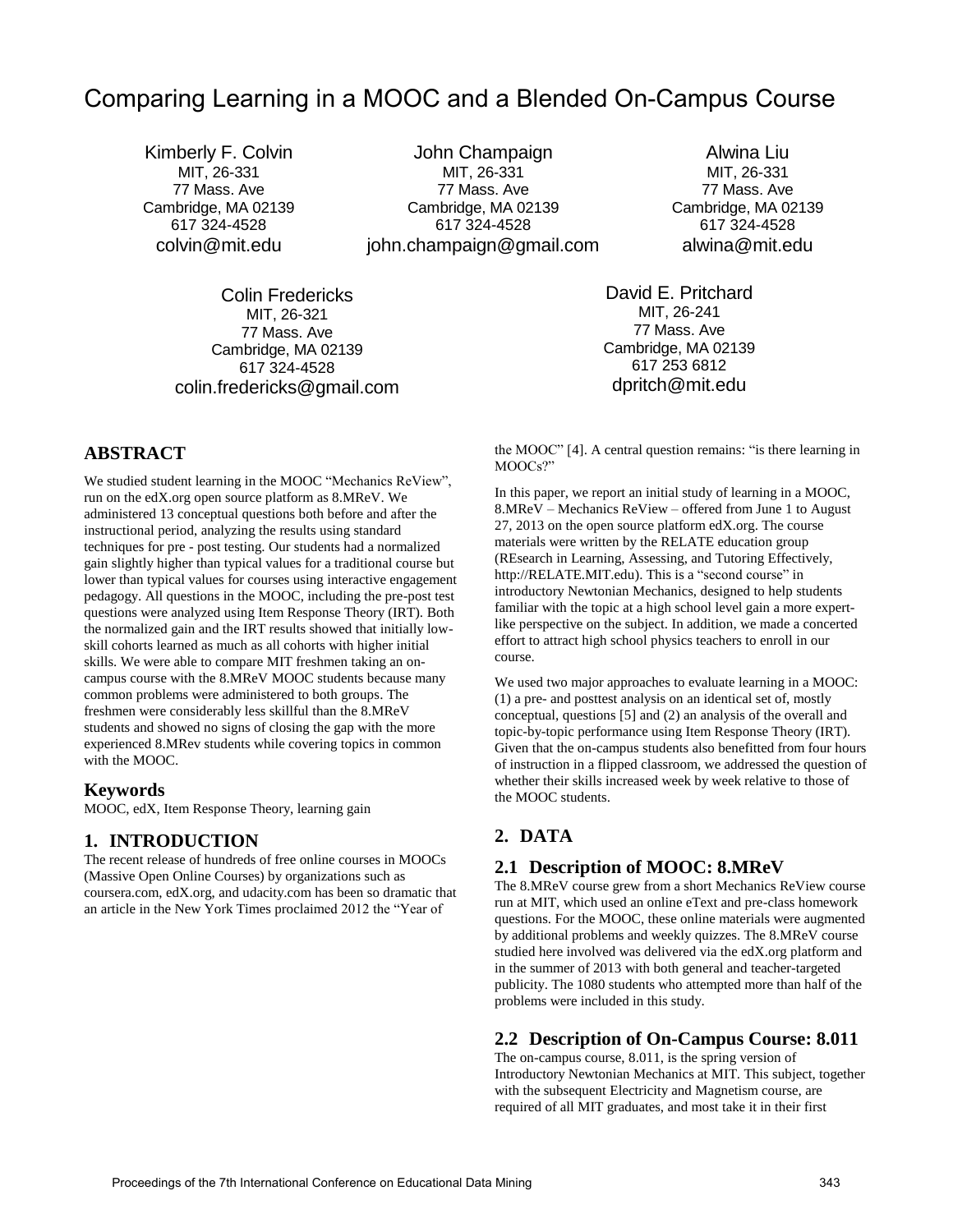# Comparing Learning in a MOOC and a Blended On-Campus Course

Kimberly F. Colvin
MIT, 26-331
77 Mass. Ave
Cambridge, MA 02139
617 324-4528
colvin@mit.edu

John Champaign
MIT, 26-331
77 Mass. Ave
Cambridge, MA 02139
617 324-4528
john.champaign@gmail.com

Alwina Liu
MIT, 26-331
77 Mass. Ave
Cambridge, MA 02139
617 324-4528
alwina@mit.edu

Colin Fredericks
MIT, 26-321
77 Mass. Ave
Cambridge, MA 02139
617 324-4528
colin.fredericks@gmail.com

David E. Pritchard
MIT, 26-241
77 Mass. Ave
Cambridge, MA 02139
617 253 6812
dpritch@mit.edu

## ABSTRACT

We studied student learning in the MOOC "Mechanics ReView", run on the edX.org open source platform as 8.MReV. We administered 13 conceptual questions both before and after the instructional period, analyzing the results using standard techniques for pre - post testing. Our students had a normalized gain slightly higher than typical values for a traditional course but lower than typical values for courses using interactive engagement pedagogy. All questions in the MOOC, including the pre-post test questions were analyzed using Item Response Theory (IRT). Both the normalized gain and the IRT results showed that initially low-skill cohorts learned as much as all cohorts with higher initial skills. We were able to compare MIT freshmen taking an on-campus course with the 8.MReV MOOC students because many common problems were administered to both groups. The freshmen were considerably less skillful than the 8.MReV students and showed no signs of closing the gap with the more experienced 8.MRev students while covering topics in common with the MOOC.

## Keywords

MOOC, edX, Item Response Theory, learning gain

## 1. INTRODUCTION

The recent release of hundreds of free online courses in MOOCs (Massive Open Online Courses) by organizations such as coursera.com, edX.org, and udacity.com has been so dramatic that an article in the New York Times proclaimed 2012 the "Year of the MOOC" [4]. A central question remains: "is there learning in MOOCs?"

In this paper, we report an initial study of learning in a MOOC, 8.MReV – Mechanics ReView – offered from June 1 to August 27, 2013 on the open source platform edX.org. The course materials were written by the RELATE education group (REsearch in Learning, Assessing, and Tutoring Effectively, http://RELATE.MIT.edu). This is a "second course" in introductory Newtonian Mechanics, designed to help students familiar with the topic at a high school level gain a more expert-like perspective on the subject. In addition, we made a concerted effort to attract high school physics teachers to enroll in our course.

We used two major approaches to evaluate learning in a MOOC: (1) a pre- and posttest analysis on an identical set of, mostly conceptual, questions [5] and (2) an analysis of the overall and topic-by-topic performance using Item Response Theory (IRT). Given that the on-campus students also benefitted from four hours of instruction in a flipped classroom, we addressed the question of whether their skills increased week by week relative to those of the MOOC students.

## 2. DATA

### 2.1 Description of MOOC: 8.MReV

The 8.MReV course grew from a short Mechanics ReView course run at MIT, which used an online eText and pre-class homework questions. For the MOOC, these online materials were augmented by additional problems and weekly quizzes. The 8.MReV course studied here involved was delivered via the edX.org platform and in the summer of 2013 with both general and teacher-targeted publicity. The 1080 students who attempted more than half of the problems were included in this study.

### 2.2 Description of On-Campus Course: 8.011

The on-campus course, 8.011, is the spring version of Introductory Newtonian Mechanics at MIT. This subject, together with the subsequent Electricity and Magnetism course, are required of all MIT graduates, and most take it in their first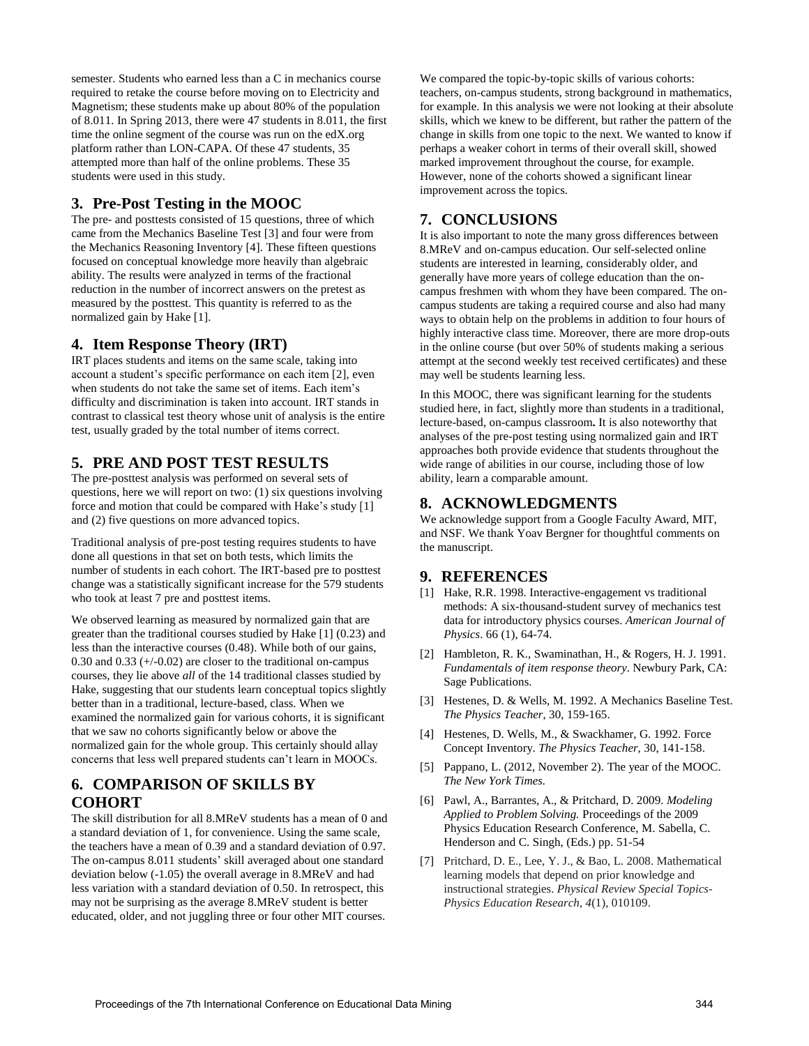semester. Students who earned less than a C in mechanics course required to retake the course before moving on to Electricity and Magnetism; these students make up about 80% of the population of 8.011. In Spring 2013, there were 47 students in 8.011, the first time the online segment of the course was run on the edX.org platform rather than LON-CAPA. Of these 47 students, 35 attempted more than half of the online problems. These 35 students were used in this study.

## 3. Pre-Post Testing in the MOOC

The pre- and posttests consisted of 15 questions, three of which came from the Mechanics Baseline Test [3] and four were from the Mechanics Reasoning Inventory [4]. These fifteen questions focused on conceptual knowledge more heavily than algebraic ability. The results were analyzed in terms of the fractional reduction in the number of incorrect answers on the pretest as measured by the posttest. This quantity is referred to as the normalized gain by Hake [1].

## 4. Item Response Theory (IRT)

IRT places students and items on the same scale, taking into account a student's specific performance on each item [2], even when students do not take the same set of items. Each item's difficulty and discrimination is taken into account. IRT stands in contrast to classical test theory whose unit of analysis is the entire test, usually graded by the total number of items correct.

## 5. PRE AND POST TEST RESULTS

The pre-posttest analysis was performed on several sets of questions, here we will report on two: (1) six questions involving force and motion that could be compared with Hake's study [1] and (2) five questions on more advanced topics.

Traditional analysis of pre-post testing requires students to have done all questions in that set on both tests, which limits the number of students in each cohort. The IRT-based pre to posttest change was a statistically significant increase for the 579 students who took at least 7 pre and posttest items.

We observed learning as measured by normalized gain that are greater than the traditional courses studied by Hake [1] (0.23) and less than the interactive courses (0.48). While both of our gains, 0.30 and 0.33 (+/-0.02) are closer to the traditional on-campus courses, they lie above *all* of the 14 traditional classes studied by Hake, suggesting that our students learn conceptual topics slightly better than in a traditional, lecture-based, class. When we examined the normalized gain for various cohorts, it is significant that we saw no cohorts significantly below or above the normalized gain for the whole group. This certainly should allay concerns that less well prepared students can't learn in MOOCs.

## 6. COMPARISON OF SKILLS BY COHORT

The skill distribution for all 8.MReV students has a mean of 0 and a standard deviation of 1, for convenience. Using the same scale, the teachers have a mean of 0.39 and a standard deviation of 0.97. The on-campus 8.011 students' skill averaged about one standard deviation below (-1.05) the overall average in 8.MReV and had less variation with a standard deviation of 0.50. In retrospect, this may not be surprising as the average 8.MReV student is better educated, older, and not juggling three or four other MIT courses.

We compared the topic-by-topic skills of various cohorts: teachers, on-campus students, strong background in mathematics, for example. In this analysis we were not looking at their absolute skills, which we knew to be different, but rather the pattern of the change in skills from one topic to the next. We wanted to know if perhaps a weaker cohort in terms of their overall skill, showed marked improvement throughout the course, for example. However, none of the cohorts showed a significant linear improvement across the topics.

## 7. CONCLUSIONS

It is also important to note the many gross differences between 8.MReV and on-campus education. Our self-selected online students are interested in learning, considerably older, and generally have more years of college education than the on-campus freshmen with whom they have been compared. The on-campus students are taking a required course and also had many ways to obtain help on the problems in addition to four hours of highly interactive class time. Moreover, there are more drop-outs in the online course (but over 50% of students making a serious attempt at the second weekly test received certificates) and these may well be students learning less.

In this MOOC, there was significant learning for the students studied here, in fact, slightly more than students in a traditional, lecture-based, on-campus classroom**.** It is also noteworthy that analyses of the pre-post testing using normalized gain and IRT approaches both provide evidence that students throughout the wide range of abilities in our course, including those of low ability, learn a comparable amount.

## 8. ACKNOWLEDGMENTS

We acknowledge support from a Google Faculty Award, MIT, and NSF. We thank Yoav Bergner for thoughtful comments on the manuscript.

## 9. REFERENCES

[1] Hake, R.R. 1998. Interactive-engagement vs traditional methods: A six-thousand-student survey of mechanics test data for introductory physics courses. *American Journal of Physics*. 66 (1), 64-74.

[2] Hambleton, R. K., Swaminathan, H., & Rogers, H. J. 1991. *Fundamentals of item response theory*. Newbury Park, CA: Sage Publications.

[3] Hestenes, D. & Wells, M. 1992. A Mechanics Baseline Test. *The Physics Teacher*, 30, 159-165.

[4] Hestenes, D. Wells, M., & Swackhamer, G. 1992. Force Concept Inventory. *The Physics Teacher*, 30, 141-158.

[5] Pappano, L. (2012, November 2). The year of the MOOC. *The New York Times*.

[6] Pawl, A., Barrantes, A., & Pritchard, D. 2009. *Modeling Applied to Problem Solving.* Proceedings of the 2009 Physics Education Research Conference, M. Sabella, C. Henderson and C. Singh, (Eds.) pp. 51-54

[7] Pritchard, D. E., Lee, Y. J., & Bao, L. 2008. Mathematical learning models that depend on prior knowledge and instructional strategies. *Physical Review Special Topics-Physics Education Research*, *4*(1), 010109.